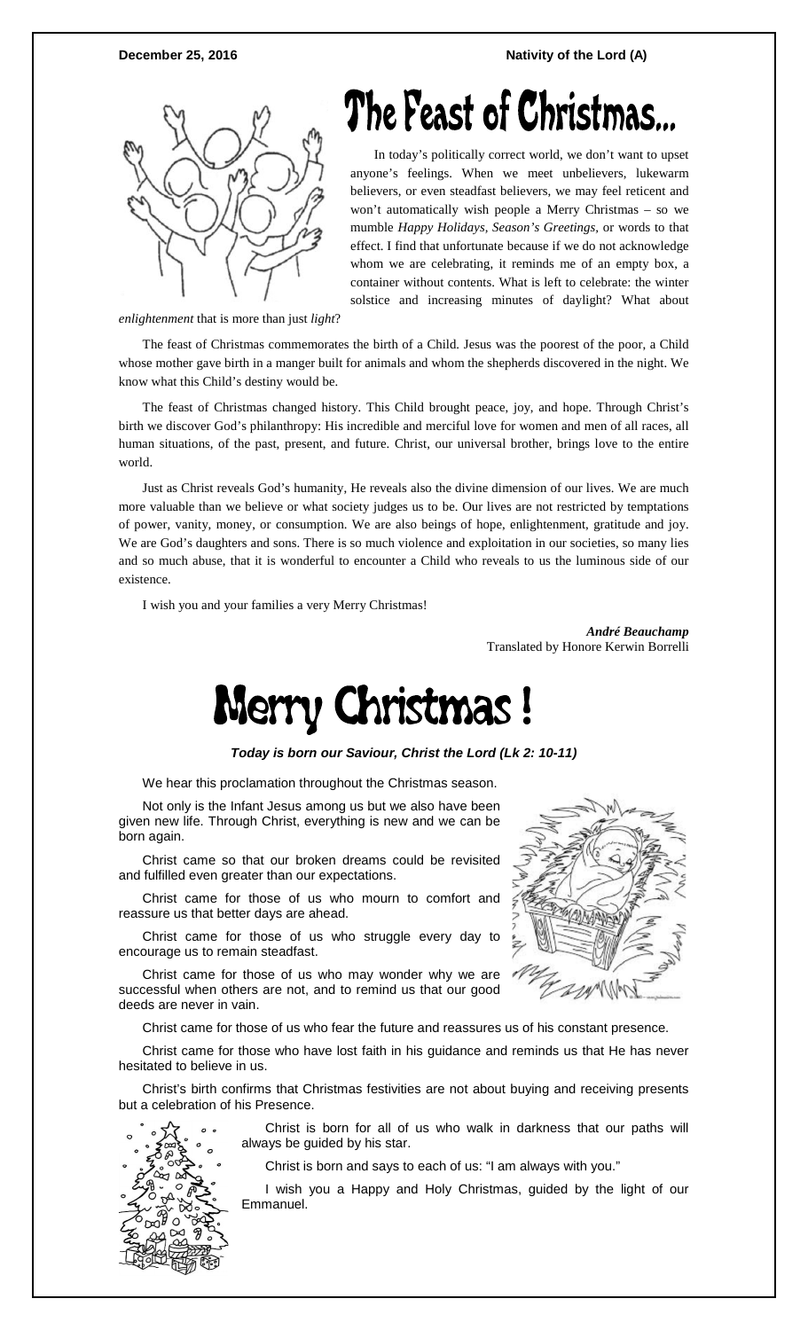**December 25, 2016** **Nativity of the Lord (A)**

# The Feast of Christmas...

In today's politically correct world, we don't want to upset anyone's feelings. When we meet unbelievers, lukewarm believers, or even steadfast believers, we may feel reticent and won't automatically wish people a Merry Christmas – so we mumble *Happy Holidays*, *Season's Greetings*, or words to that effect. I find that unfortunate because if we do not acknowledge whom we are celebrating, it reminds me of an empty box, a container without contents. What is left to celebrate: the winter solstice and increasing minutes of daylight? What about *enlightenment* that is more than just *light*?

The feast of Christmas commemorates the birth of a Child. Jesus was the poorest of the poor, a Child whose mother gave birth in a manger built for animals and whom the shepherds discovered in the night. We know what this Child's destiny would be.

The feast of Christmas changed history. This Child brought peace, joy, and hope. Through Christ's birth we discover God's philanthropy: His incredible and merciful love for women and men of all races, all human situations, of the past, present, and future. Christ, our universal brother, brings love to the entire world.

Just as Christ reveals God's humanity, He reveals also the divine dimension of our lives. We are much more valuable than we believe or what society judges us to be. Our lives are not restricted by temptations of power, vanity, money, or consumption. We are also beings of hope, enlightenment, gratitude and joy. We are God's daughters and sons. There is so much violence and exploitation in our societies, so many lies and so much abuse, that it is wonderful to encounter a Child who reveals to us the luminous side of our existence.

I wish you and your families a very Merry Christmas!

***André Beauchamp***
Translated by Honore Kerwin Borrelli

# Merry Christmas !

***Today is born our Saviour, Christ the Lord (Lk 2: 10-11)***

We hear this proclamation throughout the Christmas season.

Not only is the Infant Jesus among us but we also have been given new life. Through Christ, everything is new and we can be born again.

Christ came so that our broken dreams could be revisited and fulfilled even greater than our expectations.

Christ came for those of us who mourn to comfort and reassure us that better days are ahead.

Christ came for those of us who struggle every day to encourage us to remain steadfast.

Christ came for those of us who may wonder why we are successful when others are not, and to remind us that our good deeds are never in vain.

Christ came for those of us who fear the future and reassures us of his constant presence.

Christ came for those who have lost faith in his guidance and reminds us that He has never hesitated to believe in us.

Christ's birth confirms that Christmas festivities are not about buying and receiving presents but a celebration of his Presence.

Christ is born for all of us who walk in darkness that our paths will always be guided by his star.

Christ is born and says to each of us: "I am always with you."

I wish you a Happy and Holy Christmas, guided by the light of our Emmanuel.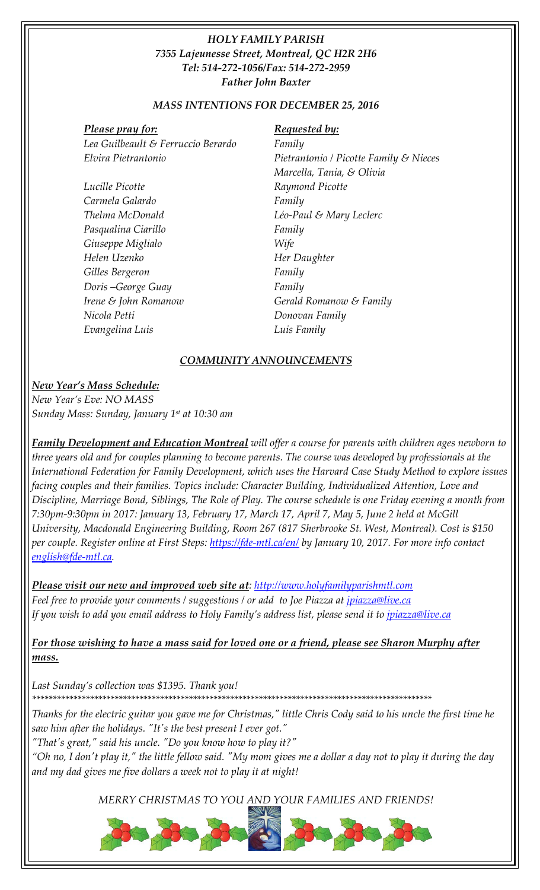***HOLY FAMILY PARISH***
***7355 Lajeunesse Street, Montreal, QC H2R 2H6***
***Tel: 514-272-1056/Fax: 514-272-2959***
***Father John Baxter***

***MASS INTENTIONS FOR DECEMBER 25, 2016***

| ***Please pray for:*** | ***Requested by:*** |
|---|---|
| *Lea Guilbeault & Ferruccio Berardo* | *Family* |
| *Elvira Pietrantonio* | *Pietrantonio / Picotte Family & Nieces Marcella, Tania, & Olivia* |
| *Lucille Picotte* | *Raymond Picotte* |
| *Carmela Galardo* | *Family* |
| *Thelma McDonald* | *Léo-Paul & Mary Leclerc* |
| *Pasqualina Ciarillo* | *Family* |
| *Giuseppe Miglialo* | *Wife* |
| *Helen Uzenko* | *Her Daughter* |
| *Gilles Bergeron* | *Family* |
| *Doris –George Guay* | *Family* |
| *Irene & John Romanow* | *Gerald Romanow & Family* |
| *Nicola Petti* | *Donovan Family* |
| *Evangelina Luis* | *Luis Family* |

***COMMUNITY ANNOUNCEMENTS***

***New Year's Mass Schedule:***
*New Year's Eve: NO MASS*
*Sunday Mass: Sunday, January 1st at 10:30 am*

***Family Development and Education Montreal*** *will offer a course for parents with children ages newborn to three years old and for couples planning to become parents. The course was developed by professionals at the International Federation for Family Development, which uses the Harvard Case Study Method to explore issues facing couples and their families. Topics include: Character Building, Individualized Attention, Love and Discipline, Marriage Bond, Siblings, The Role of Play. The course schedule is one Friday evening a month from 7:30pm-9:30pm in 2017: January 13, February 17, March 17, April 7, May 5, June 2 held at McGill University, Macdonald Engineering Building, Room 267 (817 Sherbrooke St. West, Montreal). Cost is $150 per couple. Register online at First Steps: https://fde-mtl.ca/en/ by January 10, 2017. For more info contact english@fde-mtl.ca.*

***Please visit our new and improved web site at****: http://www.holyfamilyparishmtl.com*
*Feel free to provide your comments / suggestions / or add to Joe Piazza at jpiazza@live.ca*
*If you wish to add you email address to Holy Family's address list, please send it to jpiazza@live.ca*

***For those wishing to have a mass said for loved one or a friend, please see Sharon Murphy after mass.***

*Last Sunday's collection was $1395. Thank you!*
*************************************************************************************************

*Thanks for the electric guitar you gave me for Christmas," little Chris Cody said to his uncle the first time he saw him after the holidays. "It's the best present I ever got."*
*"That's great," said his uncle. "Do you know how to play it?"*
*"Oh no, I don't play it," the little fellow said. "My mom gives me a dollar a day not to play it during the day and my dad gives me five dollars a week not to play it at night!*

*MERRY CHRISTMAS TO YOU AND YOUR FAMILIES AND FRIENDS!*